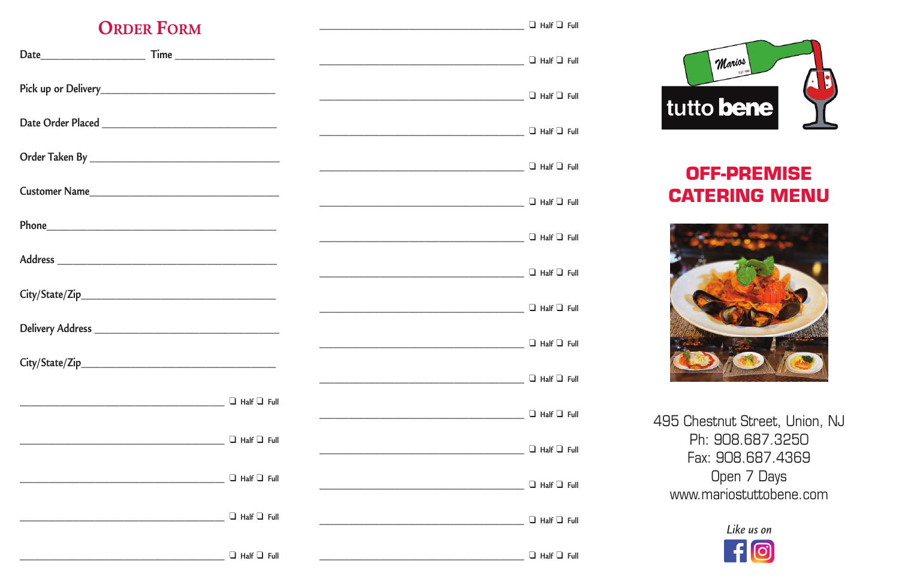# Order Form

Date__________________ Time __________________

Pick up or Delivery________________________________

Date Order Placed ________________________________

Order Taken By ___________________________________

Customer Name____________________________________

Phone____________________________________________

Address __________________________________________

City/State/Zip_____________________________________

Delivery Address __________________________________

City/State/Zip_____________________________________

________________________________ ❑ Half ❑ Full

________________________________ ❑ Half ❑ Full

________________________________ ❑ Half ❑ Full

________________________________ ❑ Half ❑ Full

________________________________ ❑ Half ❑ Full

________________________________ ❑ Half ❑ Full

________________________________ ❑ Half ❑ Full

________________________________ ❑ Half ❑ Full

________________________________ ❑ Half ❑ Full

________________________________ ❑ Half ❑ Full

________________________________ ❑ Half ❑ Full

________________________________ ❑ Half ❑ Full

________________________________ ❑ Half ❑ Full

________________________________ ❑ Half ❑ Full

________________________________ ❑ Half ❑ Full

________________________________ ❑ Half ❑ Full

________________________________ ❑ Half ❑ Full

________________________________ ❑ Half ❑ Full

________________________________ ❑ Half ❑ Full

________________________________ ❑ Half ❑ Full

Marios tutto bene

## OFF-PREMISE CATERING MENU

495 Chestnut Street, Union, NJ
Ph: 908.687.3250
Fax: 908.687.4369
Open 7 Days
www.mariostuttobene.com

*Like us on*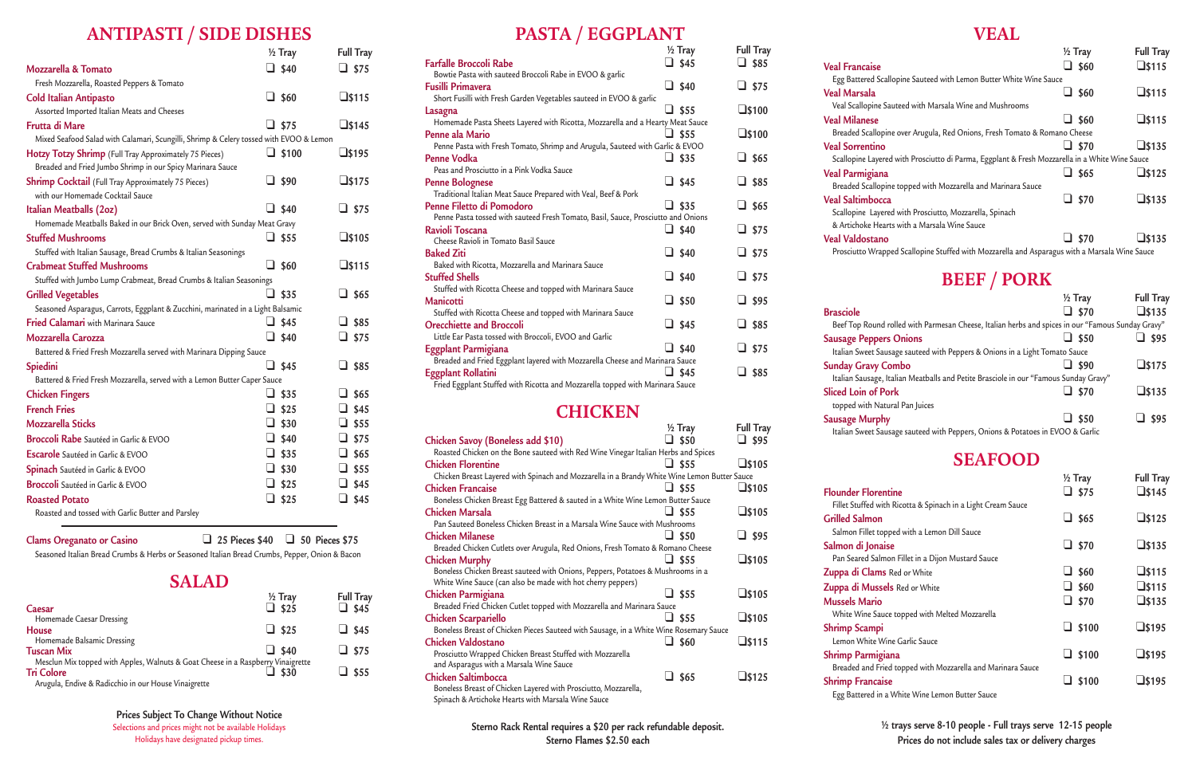# ANTIPASTI / SIDE DISHES

| | ½ Tray | Full Tray |
|---|---|---|
| **Mozzarella & Tomato**<br>Fresh Mozzarella, Roasted Peppers & Tomato | ❑ $40 | ❑ $75 |
| **Cold Italian Antipasto**<br>Assorted Imported Italian Meats and Cheeses | ❑ $60 | ❑$115 |
| **Frutta di Mare**<br>Mixed Seafood Salad with Calamari, Scungilli, Shrimp & Celery tossed with EVOO & Lemon | ❑ $75 | ❑$145 |
| **Hotzy Totzy Shrimp** (Full Tray Approximately 75 Pieces)<br>Breaded and Fried Jumbo Shrimp in our Spicy Marinara Sauce | ❑ $100 | ❑$195 |
| **Shrimp Cocktail** (Full Tray Approximately 75 Pieces)<br>with our Homemade Cocktail Sauce | ❑ $90 | ❑$175 |
| **Italian Meatballs (2oz)**<br>Homemade Meatballs Baked in our Brick Oven, served with Sunday Meat Gravy | ❑ $40 | ❑ $75 |
| **Stuffed Mushrooms**<br>Stuffed with Italian Sausage, Bread Crumbs & Italian Seasonings | ❑ $55 | ❑$105 |
| **Crabmeat Stuffed Mushrooms**<br>Stuffed with Jumbo Lump Crabmeat, Bread Crumbs & Italian Seasonings | ❑ $60 | ❑$115 |
| **Grilled Vegetables**<br>Seasoned Asparagus, Carrots, Eggplant & Zucchini, marinated in a Light Balsamic | ❑ $35 | ❑ $65 |
| **Fried Calamari** with Marinara Sauce | ❑ $45 | ❑ $85 |
| **Mozzarella Carozza**<br>Battered & Fried Fresh Mozzarella served with Marinara Dipping Sauce | ❑ $40 | ❑ $75 |
| **Spiedini**<br>Battered & Fried Fresh Mozzarella, served with a Lemon Butter Caper Sauce | ❑ $45 | ❑ $85 |
| **Chicken Fingers** | ❑ $35 | ❑ $65 |
| **French Fries** | ❑ $25 | ❑ $45 |
| **Mozzarella Sticks** | ❑ $30 | ❑ $55 |
| **Broccoli Rabe** Sautéed in Garlic & EVOO | ❑ $40 | ❑ $75 |
| **Escarole** Sautéed in Garlic & EVOO | ❑ $35 | ❑ $65 |
| **Spinach** Sautéed in Garlic & EVOO | ❑ $30 | ❑ $55 |
| **Broccoli** Sautéed in Garlic & EVOO | ❑ $25 | ❑ $45 |
| **Roasted Potato**<br>Roasted and tossed with Garlic Butter and Parsley | ❑ $25 | ❑ $45 |

**Clams Oreganato or Casino** ❑ 25 Pieces $40 ❑ 50 Pieces $75
Seasoned Italian Bread Crumbs & Herbs or Seasoned Italian Bread Crumbs, Pepper, Onion & Bacon

# SALAD

| | ½ Tray | Full Tray |
|---|---|---|
| **Caesar**<br>Homemade Caesar Dressing | ❑ $25 | ❑ $45 |
| **House**<br>Homemade Balsamic Dressing | ❑ $25 | ❑ $45 |
| **Tuscan Mix**<br>Mesclun Mix topped with Apples, Walnuts & Goat Cheese in a Raspberry Vinaigrette | ❑ $40 | ❑ $75 |
| **Tri Colore**<br>Arugula, Endive & Radicchio in our House Vinaigrette | ❑ $30 | ❑ $55 |

**Prices Subject To Change Without Notice**
Selections and prices might not be available Holidays
Holidays have designated pickup times.

# PASTA / EGGPLANT

| | ½ Tray | Full Tray |
|---|---|---|
| **Farfalle Broccoli Rabe**<br>Bowtie Pasta with sauteed Broccoli Rabe in EVOO & garlic | ❑ $45 | ❑ $85 |
| **Fusilli Primavera**<br>Short Fusilli with Fresh Garden Vegetables sauteed in EVOO & garlic | ❑ $40 | ❑ $75 |
| **Lasagna**<br>Homemade Pasta Sheets Layered with Ricotta, Mozzarella and a Hearty Meat Sauce | ❑ $55 | ❑$100 |
| **Penne ala Mario**<br>Penne Pasta with Fresh Tomato, Shrimp and Arugula, Sauteed with Garlic & EVOO | ❑ $55 | ❑$100 |
| **Penne Vodka**<br>Peas and Prosciutto in a Pink Vodka Sauce | ❑ $35 | ❑ $65 |
| **Penne Bolognese**<br>Traditional Italian Meat Sauce Prepared with Veal, Beef & Pork | ❑ $45 | ❑ $85 |
| **Penne Filetto di Pomodoro**<br>Penne Pasta tossed with sauteed Fresh Tomato, Basil, Sauce, Prosciutto and Onions | ❑ $35 | ❑ $65 |
| **Ravioli Toscana**<br>Cheese Ravioli in Tomato Basil Sauce | ❑ $40 | ❑ $75 |
| **Baked Ziti**<br>Baked with Ricotta, Mozzarella and Marinara Sauce | ❑ $40 | ❑ $75 |
| **Stuffed Shells**<br>Stuffed with Ricotta Cheese and topped with Marinara Sauce | ❑ $40 | ❑ $75 |
| **Manicotti**<br>Stuffed with Ricotta Cheese and topped with Marinara Sauce | ❑ $50 | ❑ $95 |
| **Orecchiette and Broccoli**<br>Little Ear Pasta tossed with Broccoli, EVOO and Garlic | ❑ $45 | ❑ $85 |
| **Eggplant Parmigiana**<br>Breaded and Fried Eggplant layered with Mozzarella Cheese and Marinara Sauce | ❑ $40 | ❑ $75 |
| **Eggplant Rollatini**<br>Fried Eggplant Stuffed with Ricotta and Mozzarella topped with Marinara Sauce | ❑ $45 | ❑ $85 |

# CHICKEN

| | ½ Tray | Full Tray |
|---|---|---|
| **Chicken Savoy (Boneless add $10)**<br>Roasted Chicken on the Bone sauteed with Red Wine Vinegar Italian Herbs and Spices | ❑ $50 | ❑ $95 |
| **Chicken Florentine**<br>Chicken Breast Layered with Spinach and Mozzarella in a Brandy White Wine Lemon Butter Sauce | ❑ $55 | ❑$105 |
| **Chicken Francaise**<br>Boneless Chicken Breast Egg Battered & sauted in a White Wine Lemon Butter Sauce | ❑ $55 | ❑$105 |
| **Chicken Marsala**<br>Pan Sauteed Boneless Chicken Breast in a Marsala Wine Sauce with Mushrooms | ❑ $55 | ❑$105 |
| **Chicken Milanese**<br>Breaded Chicken Cutlets over Arugula, Red Onions, Fresh Tomato & Romano Cheese | ❑ $50 | ❑ $95 |
| **Chicken Murphy**<br>Boneless Chicken Breast sauteed with Onions, Peppers, Potatoes & Mushrooms in a White Wine Sauce (can also be made with hot cherry peppers) | ❑ $55 | ❑$105 |
| **Chicken Parmigiana**<br>Breaded Fried Chicken Cutlet topped with Mozzarella and Marinara Sauce | ❑ $55 | ❑$105 |
| **Chicken Scarpariello**<br>Boneless Breast of Chicken Pieces Sauteed with Sausage, in a White Wine Rosemary Sauce | ❑ $55 | ❑$105 |
| **Chicken Valdostano**<br>Prosciutto Wrapped Chicken Breast Stuffed with Mozzarella and Asparagus with a Marsala Wine Sauce | ❑ $60 | ❑$115 |
| **Chicken Saltimbocca**<br>Boneless Breast of Chicken Layered with Prosciutto, Mozzarella, Spinach & Artichoke Hearts with Marsala Wine Sauce | ❑ $65 | ❑$125 |

**Sterno Rack Rental requires a $20 per rack refundable deposit.**
**Sterno Flames $2.50 each**

# VEAL

| | ½ Tray | Full Tray |
|---|---|---|
| **Veal Francaise**<br>Egg Battered Scallopine Sauteed with Lemon Butter White Wine Sauce | ❑ $60 | ❑$115 |
| **Veal Marsala**<br>Veal Scallopine Sauteed with Marsala Wine and Mushrooms | ❑ $60 | ❑$115 |
| **Veal Milanese**<br>Breaded Scallopine over Arugula, Red Onions, Fresh Tomato & Romano Cheese | ❑ $60 | ❑$115 |
| **Veal Sorrentino**<br>Scallopine Layered with Prosciutto di Parma, Eggplant & Fresh Mozzarella in a White Wine Sauce | ❑ $70 | ❑$135 |
| **Veal Parmigiana**<br>Breaded Scallopine topped with Mozzarella and Marinara Sauce | ❑ $65 | ❑$125 |
| **Veal Saltimbocca**<br>Scallopine Layered with Prosciutto, Mozzarella, Spinach & Artichoke Hearts with a Marsala Wine Sauce | ❑ $70 | ❑$135 |
| **Veal Valdostano**<br>Prosciutto Wrapped Scallopine Stuffed with Mozzarella and Asparagus with a Marsala Wine Sauce | ❑ $70 | ❑$135 |

# BEEF / PORK

| | ½ Tray | Full Tray |
|---|---|---|
| **Brasciole**<br>Beef Top Round rolled with Parmesan Cheese, Italian herbs and spices in our "Famous Sunday Gravy" | ❑ $70 | ❑$135 |
| **Sausage Peppers Onions**<br>Italian Sweet Sausage sauteed with Peppers & Onions in a Light Tomato Sauce | ❑ $50 | ❑ $95 |
| **Sunday Gravy Combo**<br>Italian Sausage, Italian Meatballs and Petite Brasciole in our "Famous Sunday Gravy" | ❑ $90 | ❑$175 |
| **Sliced Loin of Pork**<br>topped with Natural Pan Juices | ❑ $70 | ❑$135 |
| **Sausage Murphy**<br>Italian Sweet Sausage sauteed with Peppers, Onions & Potatoes in EVOO & Garlic | ❑ $50 | ❑ $95 |

# SEAFOOD

| | ½ Tray | Full Tray |
|---|---|---|
| **Flounder Florentine**<br>Fillet Stuffed with Ricotta & Spinach in a Light Cream Sauce | ❑ $75 | ❑$145 |
| **Grilled Salmon**<br>Salmon Fillet topped with a Lemon Dill Sauce | ❑ $65 | ❑$125 |
| **Salmon di Jonaise**<br>Pan Seared Salmon Fillet in a Dijon Mustard Sauce | ❑ $70 | ❑$135 |
| **Zuppa di Clams** Red or White | ❑ $60 | ❑$115 |
| **Zuppa di Mussels** Red or White | ❑ $60 | ❑$115 |
| **Mussels Mario**<br>White Wine Sauce topped with Melted Mozzarella | ❑ $70 | ❑$135 |
| **Shrimp Scampi**<br>Lemon White Wine Garlic Sauce | ❑ $100 | ❑$195 |
| **Shrimp Parmigiana**<br>Breaded and Fried topped with Mozzarella and Marinara Sauce | ❑ $100 | ❑$195 |
| **Shrimp Francaise**<br>Egg Battered in a White Wine Lemon Butter Sauce | ❑ $100 | ❑$195 |

**½ trays serve 8-10 people - Full trays serve 12-15 people**
**Prices do not include sales tax or delivery charges**